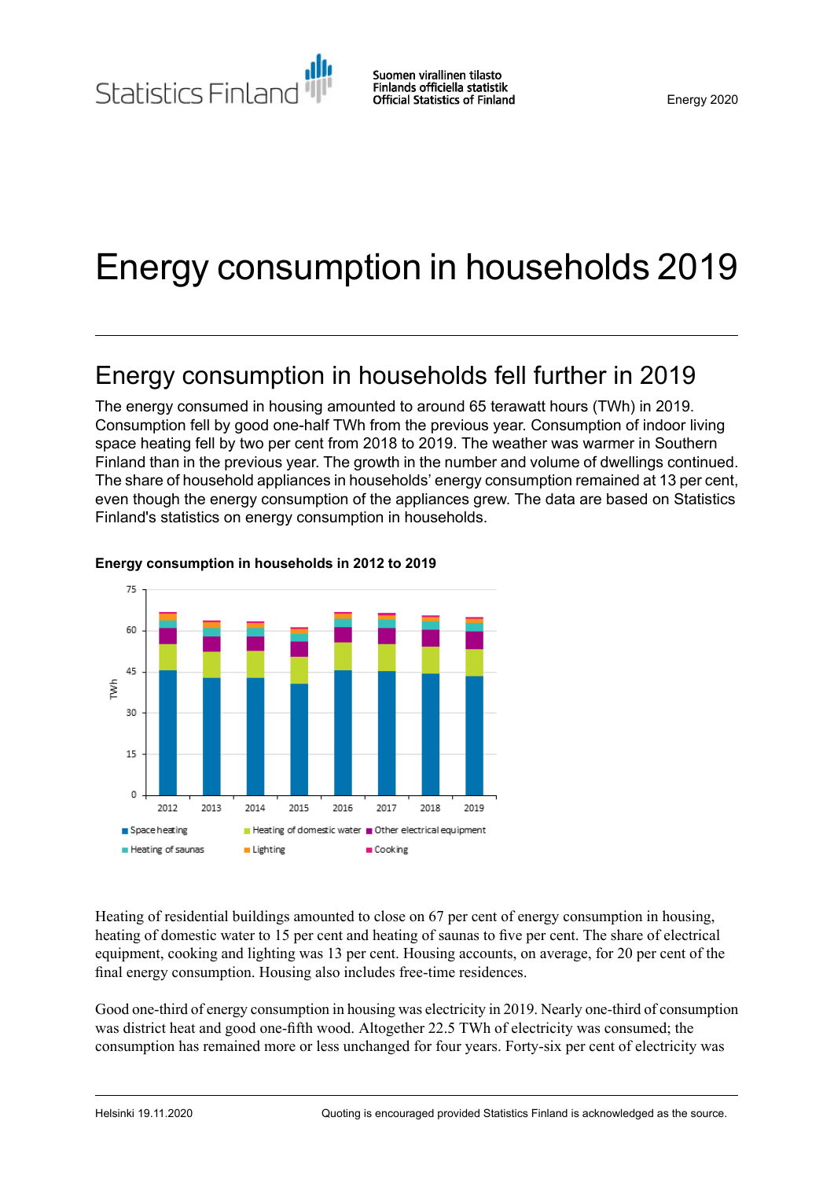Statistics Finland

Suomen virallinen tilasto
Finlands officiella statistik
Official Statistics of Finland

Energy 2020

# Energy consumption in households 2019

## Energy consumption in households fell further in 2019

The energy consumed in housing amounted to around 65 terawatt hours (TWh) in 2019. Consumption fell by good one-half TWh from the previous year. Consumption of indoor living space heating fell by two per cent from 2018 to 2019. The weather was warmer in Southern Finland than in the previous year. The growth in the number and volume of dwellings continued. The share of household appliances in households' energy consumption remained at 13 per cent, even though the energy consumption of the appliances grew. The data are based on Statistics Finland's statistics on energy consumption in households.

**Energy consumption in households in 2012 to 2019**

Heating of residential buildings amounted to close on 67 per cent of energy consumption in housing, heating of domestic water to 15 per cent and heating of saunas to five per cent. The share of electrical equipment, cooking and lighting was 13 per cent. Housing accounts, on average, for 20 per cent of the final energy consumption. Housing also includes free-time residences.

Good one-third of energy consumption in housing was electricity in 2019. Nearly one-third of consumption was district heat and good one-fifth wood. Altogether 22.5 TWh of electricity was consumed; the consumption has remained more or less unchanged for four years. Forty-six per cent of electricity was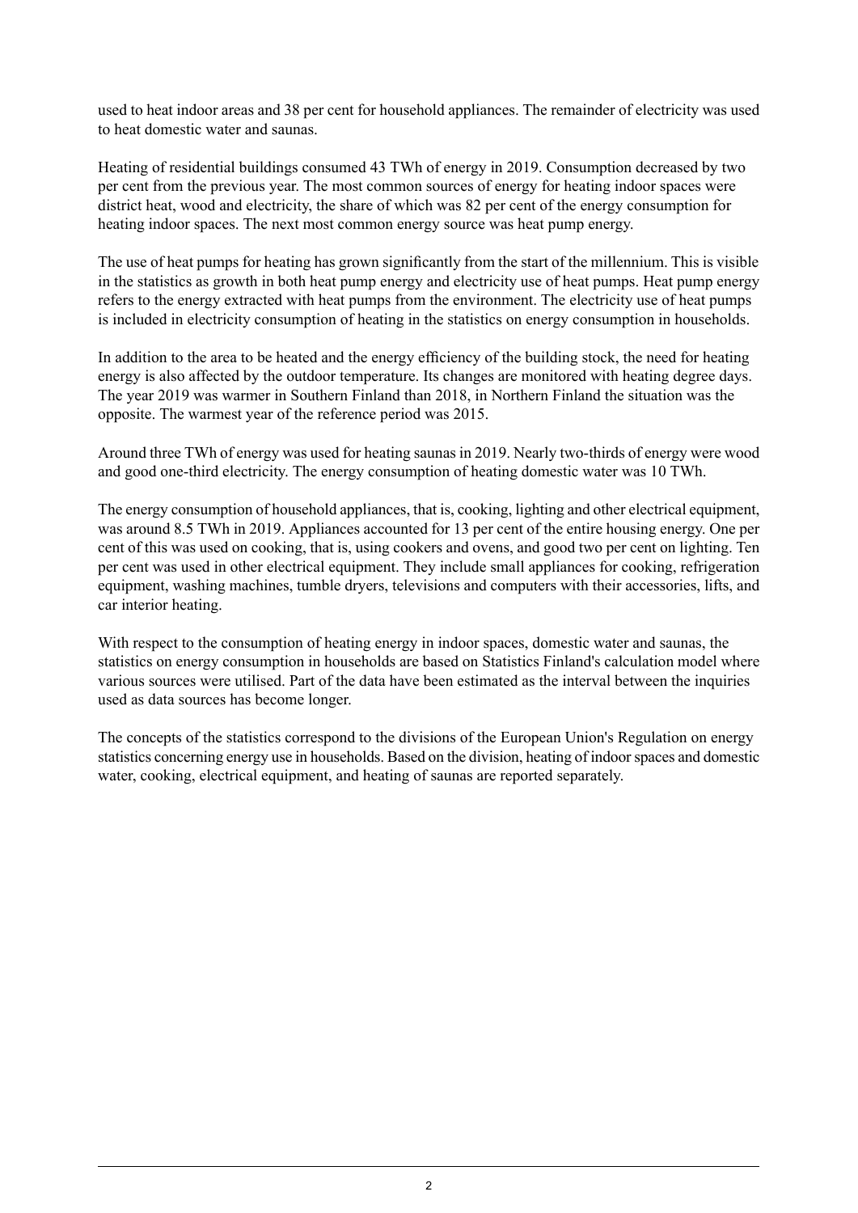used to heat indoor areas and 38 per cent for household appliances. The remainder of electricity was used to heat domestic water and saunas.

Heating of residential buildings consumed 43 TWh of energy in 2019. Consumption decreased by two per cent from the previous year. The most common sources of energy for heating indoor spaces were district heat, wood and electricity, the share of which was 82 per cent of the energy consumption for heating indoor spaces. The next most common energy source was heat pump energy.

The use of heat pumps for heating has grown significantly from the start of the millennium. This is visible in the statistics as growth in both heat pump energy and electricity use of heat pumps. Heat pump energy refers to the energy extracted with heat pumps from the environment. The electricity use of heat pumps is included in electricity consumption of heating in the statistics on energy consumption in households.

In addition to the area to be heated and the energy efficiency of the building stock, the need for heating energy is also affected by the outdoor temperature. Its changes are monitored with heating degree days. The year 2019 was warmer in Southern Finland than 2018, in Northern Finland the situation was the opposite. The warmest year of the reference period was 2015.

Around three TWh of energy was used for heating saunas in 2019. Nearly two-thirds of energy were wood and good one-third electricity. The energy consumption of heating domestic water was 10 TWh.

The energy consumption of household appliances, that is, cooking, lighting and other electrical equipment, was around 8.5 TWh in 2019. Appliances accounted for 13 per cent of the entire housing energy. One per cent of this was used on cooking, that is, using cookers and ovens, and good two per cent on lighting. Ten per cent was used in other electrical equipment. They include small appliances for cooking, refrigeration equipment, washing machines, tumble dryers, televisions and computers with their accessories, lifts, and car interior heating.

With respect to the consumption of heating energy in indoor spaces, domestic water and saunas, the statistics on energy consumption in households are based on Statistics Finland's calculation model where various sources were utilised. Part of the data have been estimated as the interval between the inquiries used as data sources has become longer.

The concepts of the statistics correspond to the divisions of the European Union's Regulation on energy statistics concerning energy use in households. Based on the division, heating of indoor spaces and domestic water, cooking, electrical equipment, and heating of saunas are reported separately.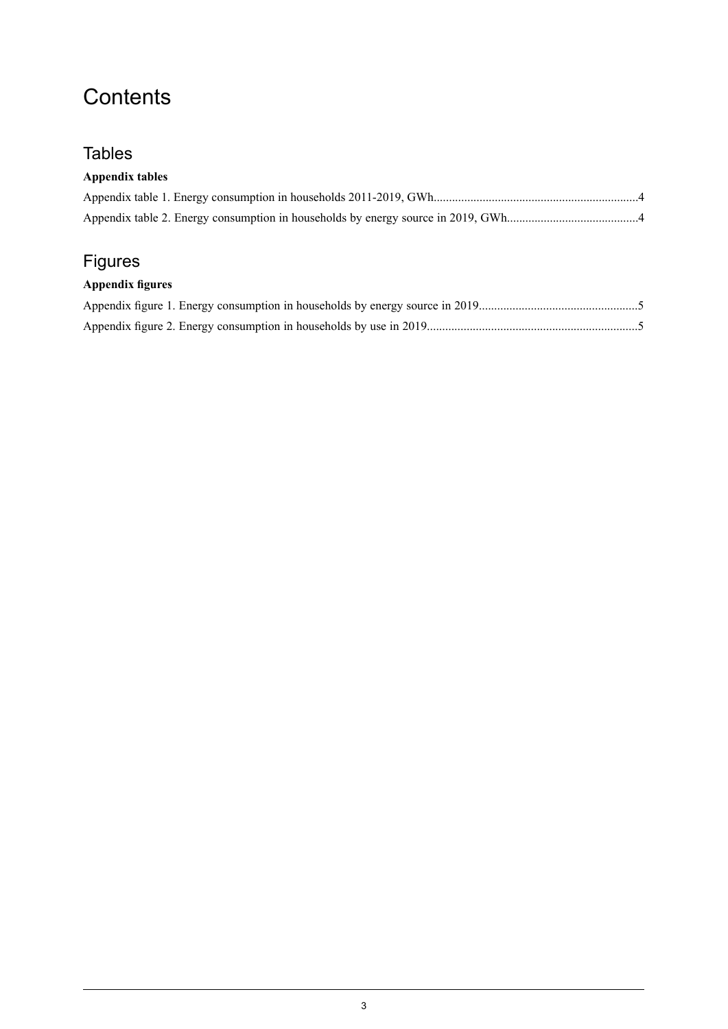# Contents

## Tables

**Appendix tables**

Appendix table 1. Energy consumption in households 2011-2019, GWh....................................................................4

Appendix table 2. Energy consumption in households by energy source in 2019, GWh..........................................4

## Figures

**Appendix figures**

Appendix figure 1. Energy consumption in households by energy source in 2019....................................................5

Appendix figure 2. Energy consumption in households by use in 2019.....................................................................5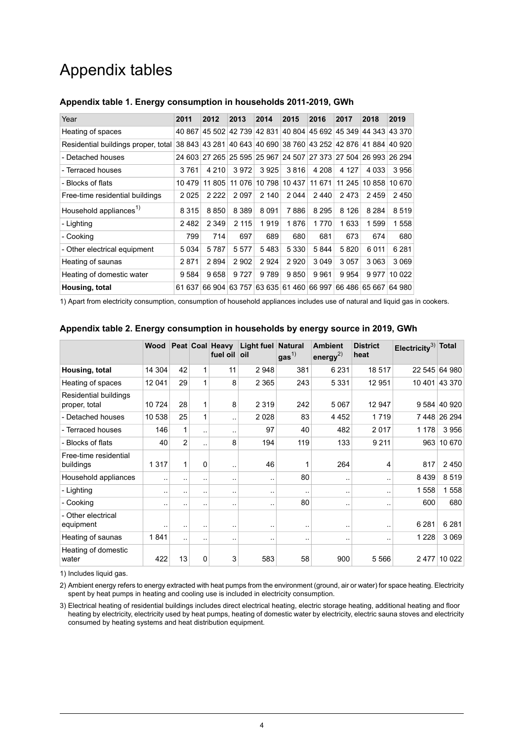# Appendix tables

### Appendix table 1. Energy consumption in households 2011-2019, GWh

| Year | 2011 | 2012 | 2013 | 2014 | 2015 | 2016 | 2017 | 2018 | 2019 |
|---|---|---|---|---|---|---|---|---|---|
| Heating of spaces | 40 867 | 45 502 | 42 739 | 42 831 | 40 804 | 45 692 | 45 349 | 44 343 | 43 370 |
| Residential buildings proper, total | 38 843 | 43 281 | 40 643 | 40 690 | 38 760 | 43 252 | 42 876 | 41 884 | 40 920 |
| - Detached houses | 24 603 | 27 265 | 25 595 | 25 967 | 24 507 | 27 373 | 27 504 | 26 993 | 26 294 |
| - Terraced houses | 3 761 | 4 210 | 3 972 | 3 925 | 3 816 | 4 208 | 4 127 | 4 033 | 3 956 |
| - Blocks of flats | 10 479 | 11 805 | 11 076 | 10 798 | 10 437 | 11 671 | 11 245 | 10 858 | 10 670 |
| Free-time residential buildings | 2 025 | 2 222 | 2 097 | 2 140 | 2 044 | 2 440 | 2 473 | 2 459 | 2 450 |
| Household appliances[1] | 8 315 | 8 850 | 8 389 | 8 091 | 7 886 | 8 295 | 8 126 | 8 284 | 8 519 |
| - Lighting | 2 482 | 2 349 | 2 115 | 1 919 | 1 876 | 1 770 | 1 633 | 1 599 | 1 558 |
| - Cooking | 799 | 714 | 697 | 689 | 680 | 681 | 673 | 674 | 680 |
| - Other electrical equipment | 5 034 | 5 787 | 5 577 | 5 483 | 5 330 | 5 844 | 5 820 | 6 011 | 6 281 |
| Heating of saunas | 2 871 | 2 894 | 2 902 | 2 924 | 2 920 | 3 049 | 3 057 | 3 063 | 3 069 |
| Heating of domestic water | 9 584 | 9 658 | 9 727 | 9 789 | 9 850 | 9 961 | 9 954 | 9 977 | 10 022 |
| **Housing, total** | 61 637 | 66 904 | 63 757 | 63 635 | 61 460 | 66 997 | 66 486 | 65 667 | 64 980 |

1) Apart from electricity consumption, consumption of household appliances includes use of natural and liquid gas in cookers.

### Appendix table 2. Energy consumption in households by energy source in 2019, GWh

| | Wood | Peat | Coal | Heavy fuel oil | Light fuel oil | Natural gas[1] | Ambient energy[2] | District heat | Electricity[3] | Total |
|---|---|---|---|---|---|---|---|---|---|---|
| **Housing, total** | 14 304 | 42 | 1 | 11 | 2 948 | 381 | 6 231 | 18 517 | 22 545 | 64 980 |
| Heating of spaces | 12 041 | 29 | 1 | 8 | 2 365 | 243 | 5 331 | 12 951 | 10 401 | 43 370 |
| Residential buildings proper, total | 10 724 | 28 | 1 | 8 | 2 319 | 242 | 5 067 | 12 947 | 9 584 | 40 920 |
| - Detached houses | 10 538 | 25 | 1 | .. | 2 028 | 83 | 4 452 | 1 719 | 7 448 | 26 294 |
| - Terraced houses | 146 | 1 | .. | .. | 97 | 40 | 482 | 2 017 | 1 178 | 3 956 |
| - Blocks of flats | 40 | 2 | .. | 8 | 194 | 119 | 133 | 9 211 | 963 | 10 670 |
| Free-time residential buildings | 1 317 | 1 | 0 | .. | 46 | 1 | 264 | 4 | 817 | 2 450 |
| Household appliances | .. | .. | .. | .. | .. | 80 | .. | .. | 8 439 | 8 519 |
| - Lighting | .. | .. | .. | .. | .. | .. | .. | .. | 1 558 | 1 558 |
| - Cooking | .. | .. | .. | .. | .. | 80 | .. | .. | 600 | 680 |
| - Other electrical equipment | .. | .. | .. | .. | .. | .. | .. | .. | 6 281 | 6 281 |
| Heating of saunas | 1 841 | .. | .. | .. | .. | .. | .. | .. | 1 228 | 3 069 |
| Heating of domestic water | 422 | 13 | 0 | 3 | 583 | 58 | 900 | 5 566 | 2 477 | 10 022 |

1) Includes liquid gas.

2) Ambient energy refers to energy extracted with heat pumps from the environment (ground, air or water) for space heating. Electricity spent by heat pumps in heating and cooling use is included in electricity consumption.

3) Electrical heating of residential buildings includes direct electrical heating, electric storage heating, additional heating and floor heating by electricity, electricity used by heat pumps, heating of domestic water by electricity, electric sauna stoves and electricity consumed by heating systems and heat distribution equipment.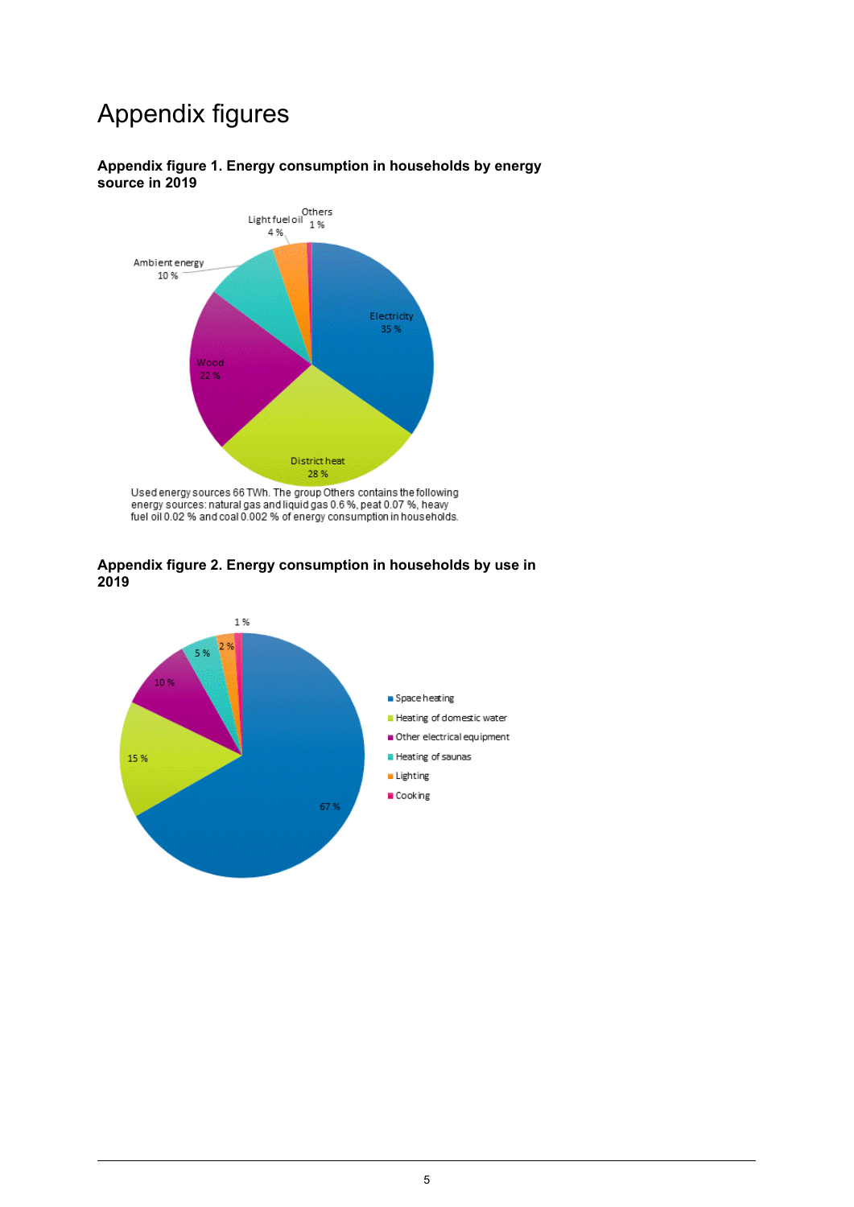# Appendix figures

**Appendix figure 1. Energy consumption in households by energy source in 2019**

Used energy sources 66 TWh. The group Others contains the following energy sources: natural gas and liquid gas 0.6 %, peat 0.07 %, heavy fuel oil 0.02 % and coal 0.002 % of energy consumption in households.

**Appendix figure 2. Energy consumption in households by use in 2019**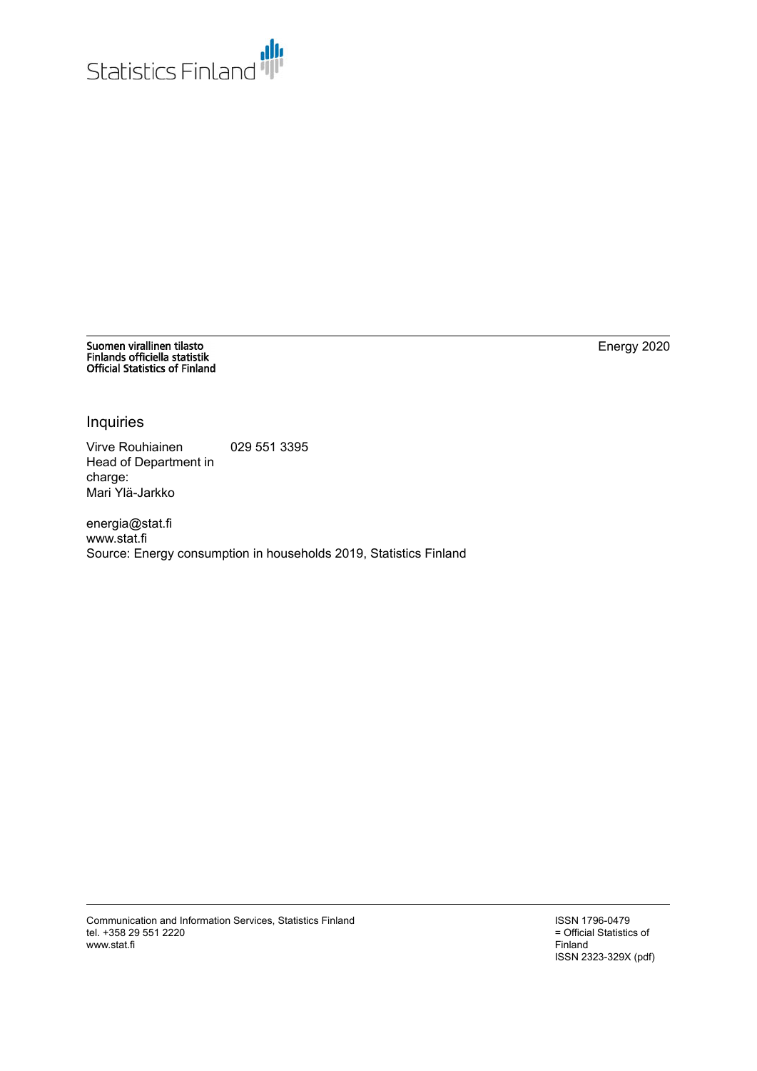Statistics Finland

Suomen virallinen tilasto
Finlands officiella statistik
Official Statistics of Finland

Energy 2020

## Inquiries

Virve Rouhiainen 029 551 3395

Head of Department in charge:
Mari Ylä-Jarkko

energia@stat.fi
www.stat.fi
Source: Energy consumption in households 2019, Statistics Finland

Communication and Information Services, Statistics Finland
tel. +358 29 551 2220
www.stat.fi

ISSN 1796-0479
= Official Statistics of Finland
ISSN 2323-329X (pdf)